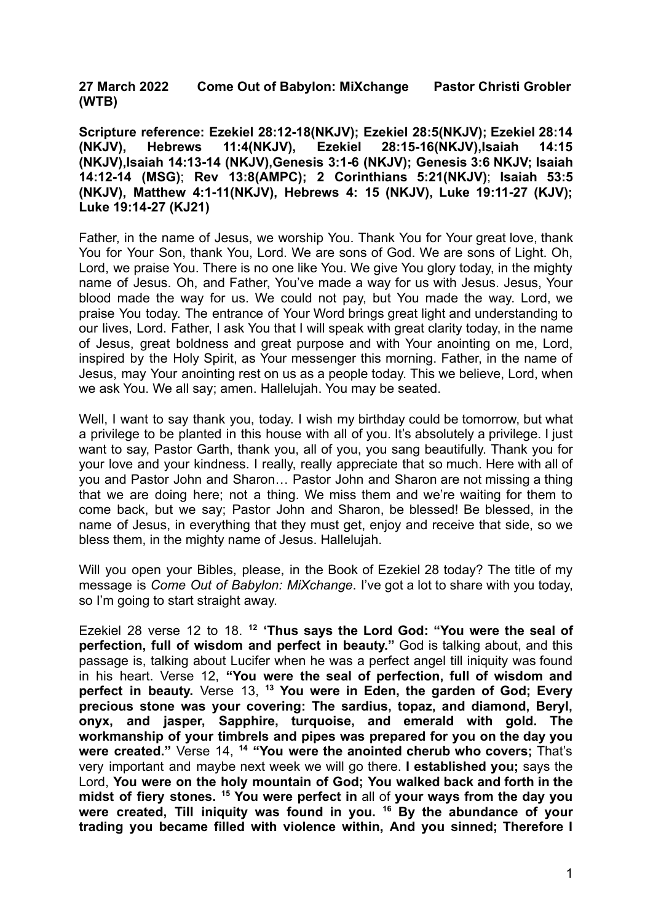**27 March 2022 Come Out of Babylon: MiXchange Pastor Christi Grobler (WTB)**

**Scripture reference: Ezekiel 28:12-18(NKJV); Ezekiel 28:5(NKJV); Ezekiel 28:14 (NKJV), Hebrews 11:4(NKJV), Ezekiel 28:15-16(NKJV),Isaiah 14:15 (NKJV),Isaiah 14:13-14 (NKJV),Genesis 3:1-6 (NKJV); Genesis 3:6 NKJV; Isaiah 14:12-14 (MSG)**; **Rev 13:8(AMPC); 2 Corinthians 5:21(NKJV)**; **Isaiah 53:5 (NKJV), Matthew 4:1-11(NKJV), Hebrews 4: 15 (NKJV), Luke 19:11-27 (KJV); Luke 19:14-27 (KJ21)**

Father, in the name of Jesus, we worship You. Thank You for Your great love, thank You for Your Son, thank You, Lord. We are sons of God. We are sons of Light. Oh, Lord, we praise You. There is no one like You. We give You glory today, in the mighty name of Jesus. Oh, and Father, You've made a way for us with Jesus. Jesus, Your blood made the way for us. We could not pay, but You made the way. Lord, we praise You today. The entrance of Your Word brings great light and understanding to our lives, Lord. Father, I ask You that I will speak with great clarity today, in the name of Jesus, great boldness and great purpose and with Your anointing on me, Lord, inspired by the Holy Spirit, as Your messenger this morning. Father, in the name of Jesus, may Your anointing rest on us as a people today. This we believe, Lord, when we ask You. We all say; amen. Hallelujah. You may be seated.

Well, I want to say thank you, today. I wish my birthday could be tomorrow, but what a privilege to be planted in this house with all of you. It's absolutely a privilege. I just want to say, Pastor Garth, thank you, all of you, you sang beautifully. Thank you for your love and your kindness. I really, really appreciate that so much. Here with all of you and Pastor John and Sharon… Pastor John and Sharon are not missing a thing that we are doing here; not a thing. We miss them and we're waiting for them to come back, but we say; Pastor John and Sharon, be blessed! Be blessed, in the name of Jesus, in everything that they must get, enjoy and receive that side, so we bless them, in the mighty name of Jesus. Hallelujah.

Will you open your Bibles, please, in the Book of Ezekiel 28 today? The title of my message is *Come Out of Babylon: MiXchange*. I've got a lot to share with you today, so I'm going to start straight away.

Ezekiel 28 verse 12 to 18. [12] **'Thus says the Lord God: "You were the seal of perfection, full of wisdom and perfect in beauty."** God is talking about, and this passage is, talking about Lucifer when he was a perfect angel till iniquity was found in his heart. Verse 12, **"You were the seal of perfection, full of wisdom and perfect in beauty.** Verse 13, [13] **You were in Eden, the garden of God; Every precious stone was your covering: The sardius, topaz, and diamond, Beryl, onyx, and jasper, Sapphire, turquoise, and emerald with gold. The workmanship of your timbrels and pipes was prepared for you on the day you were created."** Verse 14, [14] **"You were the anointed cherub who covers;** That's very important and maybe next week we will go there. **I established you;** says the Lord, **You were on the holy mountain of God; You walked back and forth in the midst of fiery stones.** [15] **You were perfect in** all of **your ways from the day you were created, Till iniquity was found in you.** [16] **By the abundance of your trading you became filled with violence within, And you sinned; Therefore I**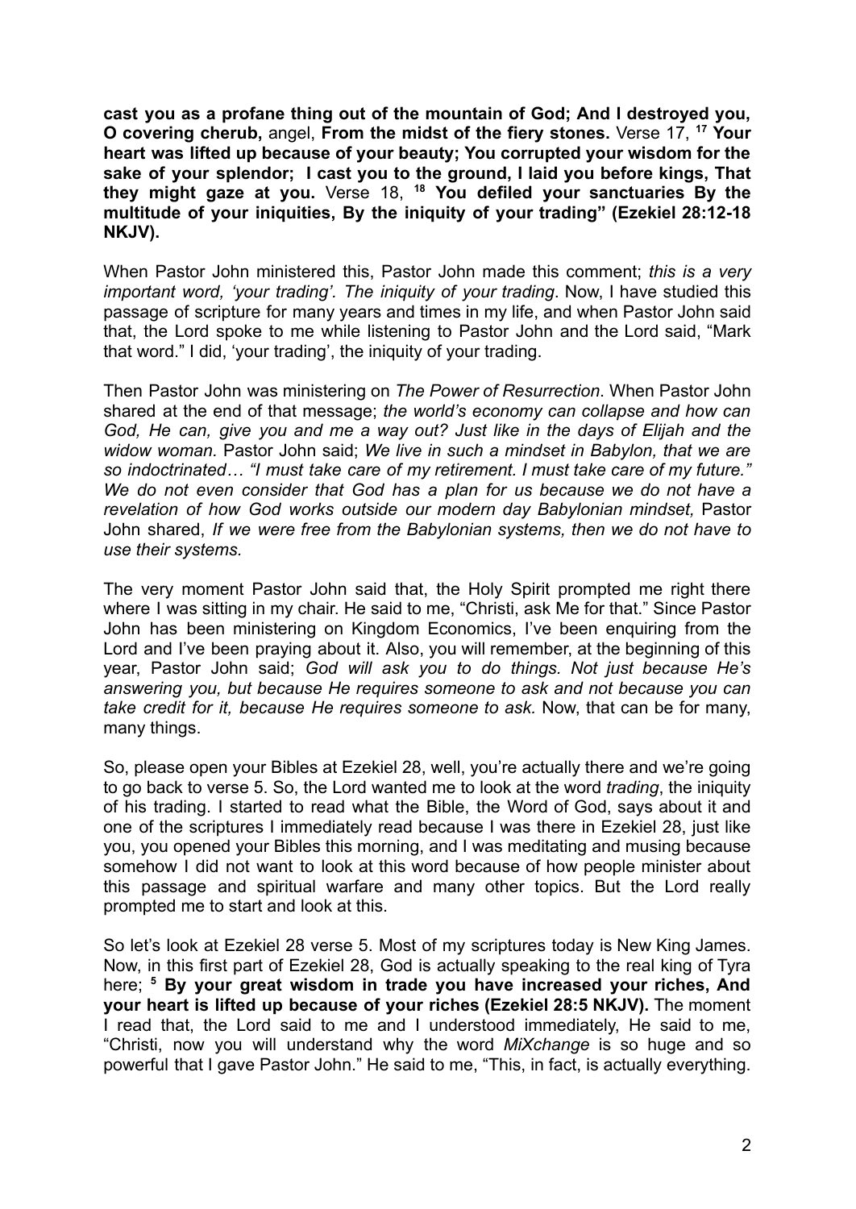**cast you as a profane thing out of the mountain of God; And I destroyed you, O covering cherub,** angel, **From the midst of the fiery stones.** Verse 17, **[17] Your heart was lifted up because of your beauty; You corrupted your wisdom for the sake of your splendor; I cast you to the ground, I laid you before kings, That they might gaze at you.** Verse 18, **[18] You defiled your sanctuaries By the multitude of your iniquities, By the iniquity of your trading" (Ezekiel 28:12-18 NKJV).**

When Pastor John ministered this, Pastor John made this comment; *this is a very important word, 'your trading'. The iniquity of your trading*. Now, I have studied this passage of scripture for many years and times in my life, and when Pastor John said that, the Lord spoke to me while listening to Pastor John and the Lord said, "Mark that word." I did, 'your trading', the iniquity of your trading.

Then Pastor John was ministering on *The Power of Resurrection*. When Pastor John shared at the end of that message; *the world's economy can collapse and how can God, He can, give you and me a way out? Just like in the days of Elijah and the widow woman.* Pastor John said; *We live in such a mindset in Babylon, that we are so indoctrinated… "I must take care of my retirement. I must take care of my future." We do not even consider that God has a plan for us because we do not have a revelation of how God works outside our modern day Babylonian mindset,* Pastor John shared, *If we were free from the Babylonian systems, then we do not have to use their systems.*

The very moment Pastor John said that, the Holy Spirit prompted me right there where I was sitting in my chair. He said to me, "Christi, ask Me for that." Since Pastor John has been ministering on Kingdom Economics, I've been enquiring from the Lord and I've been praying about it. Also, you will remember, at the beginning of this year, Pastor John said; *God will ask you to do things. Not just because He's answering you, but because He requires someone to ask and not because you can take credit for it, because He requires someone to ask.* Now, that can be for many, many things.

So, please open your Bibles at Ezekiel 28, well, you're actually there and we're going to go back to verse 5. So, the Lord wanted me to look at the word *trading*, the iniquity of his trading. I started to read what the Bible, the Word of God, says about it and one of the scriptures I immediately read because I was there in Ezekiel 28, just like you, you opened your Bibles this morning, and I was meditating and musing because somehow I did not want to look at this word because of how people minister about this passage and spiritual warfare and many other topics. But the Lord really prompted me to start and look at this.

So let's look at Ezekiel 28 verse 5. Most of my scriptures today is New King James. Now, in this first part of Ezekiel 28, God is actually speaking to the real king of Tyra here; **[5] By your great wisdom in trade you have increased your riches, And your heart is lifted up because of your riches (Ezekiel 28:5 NKJV).** The moment I read that, the Lord said to me and I understood immediately, He said to me, "Christi, now you will understand why the word *MiXchange* is so huge and so powerful that I gave Pastor John." He said to me, "This, in fact, is actually everything.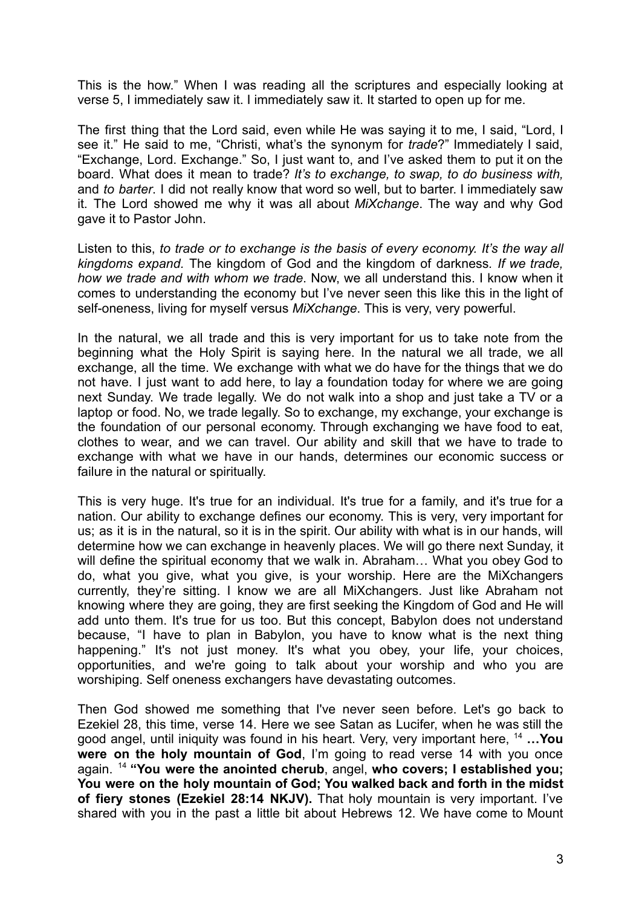This is the how." When I was reading all the scriptures and especially looking at verse 5, I immediately saw it. I immediately saw it. It started to open up for me.

The first thing that the Lord said, even while He was saying it to me, I said, "Lord, I see it." He said to me, "Christi, what's the synonym for *trade*?" Immediately I said, "Exchange, Lord. Exchange." So, I just want to, and I've asked them to put it on the board. What does it mean to trade? *It's to exchange, to swap, to do business with,* and *to barter*. I did not really know that word so well, but to barter. I immediately saw it. The Lord showed me why it was all about *MiXchange*. The way and why God gave it to Pastor John.

Listen to this, *to trade or to exchange is the basis of every economy. It's the way all kingdoms expand.* The kingdom of God and the kingdom of darkness. *If we trade, how we trade and with whom we trade*. Now, we all understand this. I know when it comes to understanding the economy but I've never seen this like this in the light of self-oneness, living for myself versus *MiXchange*. This is very, very powerful.

In the natural, we all trade and this is very important for us to take note from the beginning what the Holy Spirit is saying here. In the natural we all trade, we all exchange, all the time. We exchange with what we do have for the things that we do not have. I just want to add here, to lay a foundation today for where we are going next Sunday. We trade legally. We do not walk into a shop and just take a TV or a laptop or food. No, we trade legally. So to exchange, my exchange, your exchange is the foundation of our personal economy. Through exchanging we have food to eat, clothes to wear, and we can travel. Our ability and skill that we have to trade to exchange with what we have in our hands, determines our economic success or failure in the natural or spiritually.

This is very huge. It's true for an individual. It's true for a family, and it's true for a nation. Our ability to exchange defines our economy. This is very, very important for us; as it is in the natural, so it is in the spirit. Our ability with what is in our hands, will determine how we can exchange in heavenly places. We will go there next Sunday, it will define the spiritual economy that we walk in. Abraham… What you obey God to do, what you give, what you give, is your worship. Here are the MiXchangers currently, they're sitting. I know we are all MiXchangers. Just like Abraham not knowing where they are going, they are first seeking the Kingdom of God and He will add unto them. It's true for us too. But this concept, Babylon does not understand because, "I have to plan in Babylon, you have to know what is the next thing happening." It's not just money. It's what you obey, your life, your choices, opportunities, and we're going to talk about your worship and who you are worshiping. Self oneness exchangers have devastating outcomes.

Then God showed me something that I've never seen before. Let's go back to Ezekiel 28, this time, verse 14. Here we see Satan as Lucifer, when he was still the good angel, until iniquity was found in his heart. Very, very important here, [14] **…You were on the holy mountain of God**, I'm going to read verse 14 with you once again. [14] **"You were the anointed cherub**, angel, **who covers; I established you; You were on the holy mountain of God; You walked back and forth in the midst of fiery stones (Ezekiel 28:14 NKJV).** That holy mountain is very important. I've shared with you in the past a little bit about Hebrews 12. We have come to Mount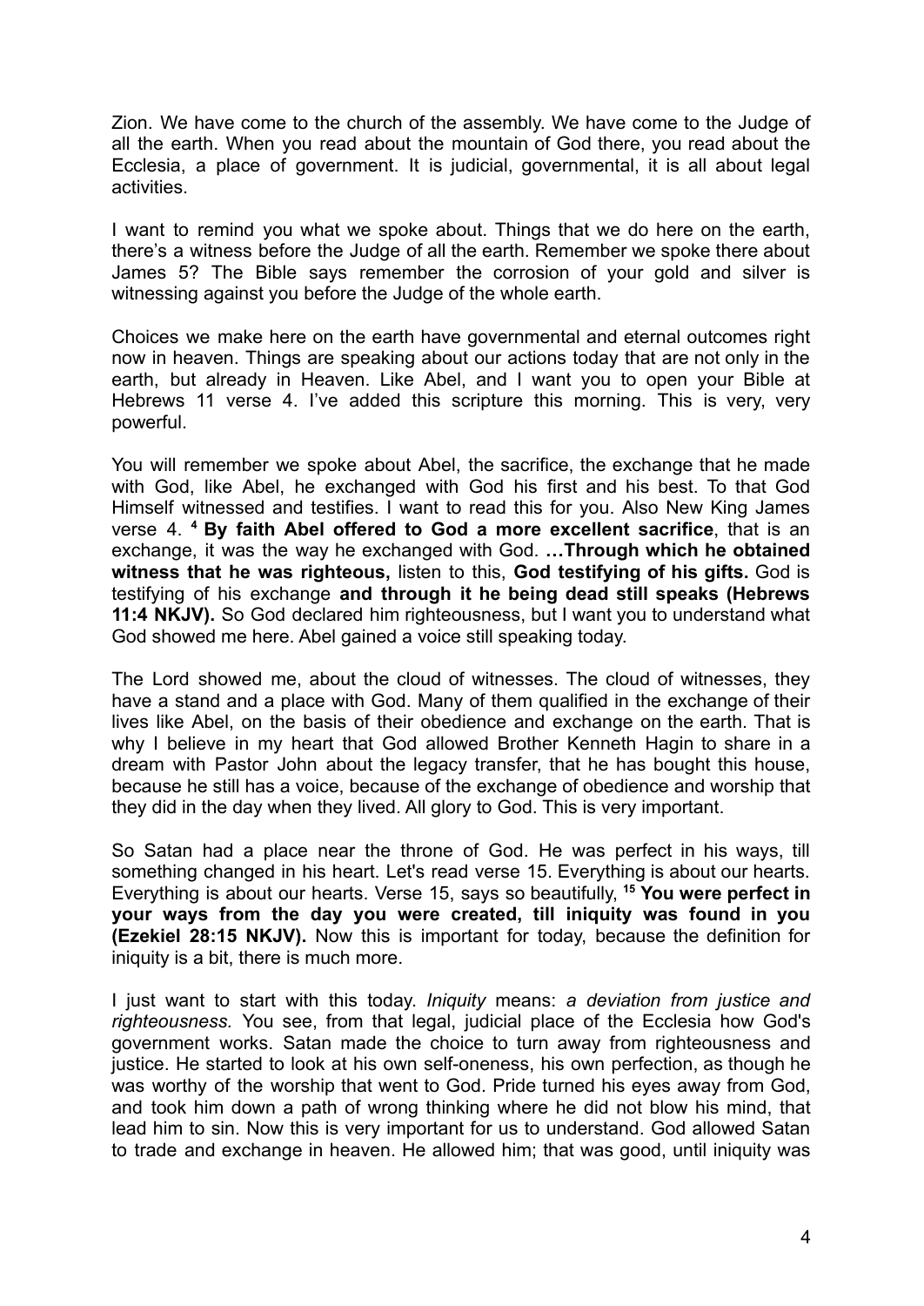Zion. We have come to the church of the assembly. We have come to the Judge of all the earth. When you read about the mountain of God there, you read about the Ecclesia, a place of government. It is judicial, governmental, it is all about legal activities.

I want to remind you what we spoke about. Things that we do here on the earth, there's a witness before the Judge of all the earth. Remember we spoke there about James 5? The Bible says remember the corrosion of your gold and silver is witnessing against you before the Judge of the whole earth.

Choices we make here on the earth have governmental and eternal outcomes right now in heaven. Things are speaking about our actions today that are not only in the earth, but already in Heaven. Like Abel, and I want you to open your Bible at Hebrews 11 verse 4. I've added this scripture this morning. This is very, very powerful.

You will remember we spoke about Abel, the sacrifice, the exchange that he made with God, like Abel, he exchanged with God his first and his best. To that God Himself witnessed and testifies. I want to read this for you. Also New King James verse 4. **[4] By faith Abel offered to God a more excellent sacrifice**, that is an exchange, it was the way he exchanged with God. **…Through which he obtained witness that he was righteous,** listen to this, **God testifying of his gifts.** God is testifying of his exchange **and through it he being dead still speaks (Hebrews 11:4 NKJV).** So God declared him righteousness, but I want you to understand what God showed me here. Abel gained a voice still speaking today.

The Lord showed me, about the cloud of witnesses. The cloud of witnesses, they have a stand and a place with God. Many of them qualified in the exchange of their lives like Abel, on the basis of their obedience and exchange on the earth. That is why I believe in my heart that God allowed Brother Kenneth Hagin to share in a dream with Pastor John about the legacy transfer, that he has bought this house, because he still has a voice, because of the exchange of obedience and worship that they did in the day when they lived. All glory to God. This is very important.

So Satan had a place near the throne of God. He was perfect in his ways, till something changed in his heart. Let's read verse 15. Everything is about our hearts. Everything is about our hearts. Verse 15, says so beautifully, **[15] You were perfect in your ways from the day you were created, till iniquity was found in you (Ezekiel 28:15 NKJV).** Now this is important for today, because the definition for iniquity is a bit, there is much more.

I just want to start with this today. *Iniquity* means: *a deviation from justice and righteousness.* You see, from that legal, judicial place of the Ecclesia how God's government works. Satan made the choice to turn away from righteousness and justice. He started to look at his own self-oneness, his own perfection, as though he was worthy of the worship that went to God. Pride turned his eyes away from God, and took him down a path of wrong thinking where he did not blow his mind, that lead him to sin. Now this is very important for us to understand. God allowed Satan to trade and exchange in heaven. He allowed him; that was good, until iniquity was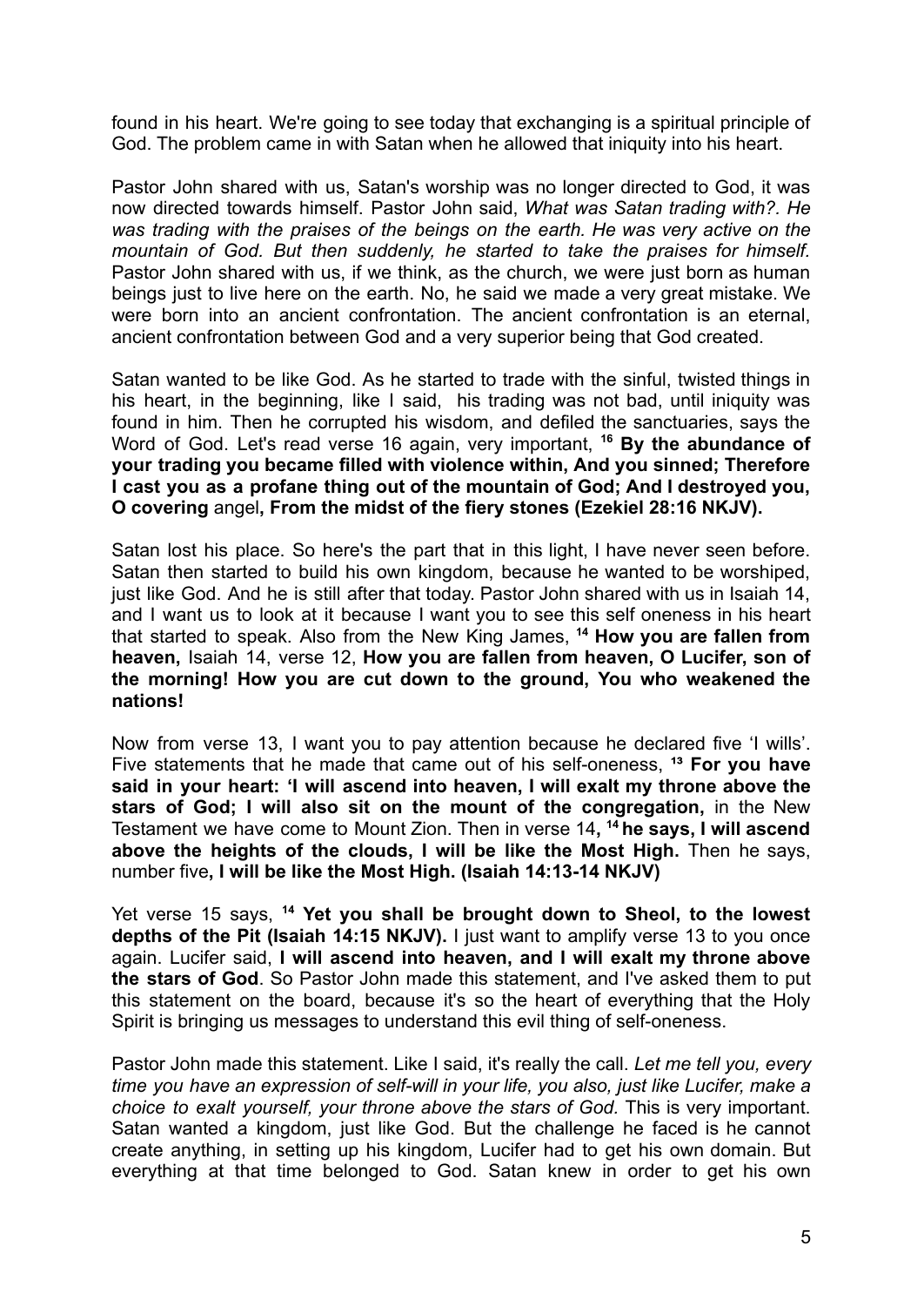found in his heart. We're going to see today that exchanging is a spiritual principle of God. The problem came in with Satan when he allowed that iniquity into his heart.

Pastor John shared with us, Satan's worship was no longer directed to God, it was now directed towards himself. Pastor John said, *What was Satan trading with?. He was trading with the praises of the beings on the earth. He was very active on the mountain of God. But then suddenly, he started to take the praises for himself.* Pastor John shared with us, if we think, as the church, we were just born as human beings just to live here on the earth. No, he said we made a very great mistake. We were born into an ancient confrontation. The ancient confrontation is an eternal, ancient confrontation between God and a very superior being that God created.

Satan wanted to be like God. As he started to trade with the sinful, twisted things in his heart, in the beginning, like I said, his trading was not bad, until iniquity was found in him. Then he corrupted his wisdom, and defiled the sanctuaries, says the Word of God. Let's read verse 16 again, very important, **16 By the abundance of your trading you became filled with violence within, And you sinned; Therefore I cast you as a profane thing out of the mountain of God; And I destroyed you, O covering** angel**, From the midst of the fiery stones (Ezekiel 28:16 NKJV).**

Satan lost his place. So here's the part that in this light, I have never seen before. Satan then started to build his own kingdom, because he wanted to be worshiped, just like God. And he is still after that today. Pastor John shared with us in Isaiah 14, and I want us to look at it because I want you to see this self oneness in his heart that started to speak. Also from the New King James, **14 How you are fallen from heaven,** Isaiah 14, verse 12, **How you are fallen from heaven, O Lucifer, son of the morning! How you are cut down to the ground, You who weakened the nations!**

Now from verse 13, I want you to pay attention because he declared five 'I wills'. Five statements that he made that came out of his self-oneness, **13 For you have said in your heart: 'I will ascend into heaven, I will exalt my throne above the stars of God; I will also sit on the mount of the congregation,** in the New Testament we have come to Mount Zion. Then in verse 14**, 14 he says, I will ascend above the heights of the clouds, I will be like the Most High.** Then he says, number five**, I will be like the Most High. (Isaiah 14:13-14 NKJV)**

Yet verse 15 says, **14 Yet you shall be brought down to Sheol, to the lowest depths of the Pit (Isaiah 14:15 NKJV).** I just want to amplify verse 13 to you once again. Lucifer said, **I will ascend into heaven, and I will exalt my throne above the stars of God**. So Pastor John made this statement, and I've asked them to put this statement on the board, because it's so the heart of everything that the Holy Spirit is bringing us messages to understand this evil thing of self-oneness.

Pastor John made this statement. Like I said, it's really the call. *Let me tell you, every time you have an expression of self-will in your life, you also, just like Lucifer, make a choice to exalt yourself, your throne above the stars of God.* This is very important. Satan wanted a kingdom, just like God. But the challenge he faced is he cannot create anything, in setting up his kingdom, Lucifer had to get his own domain. But everything at that time belonged to God. Satan knew in order to get his own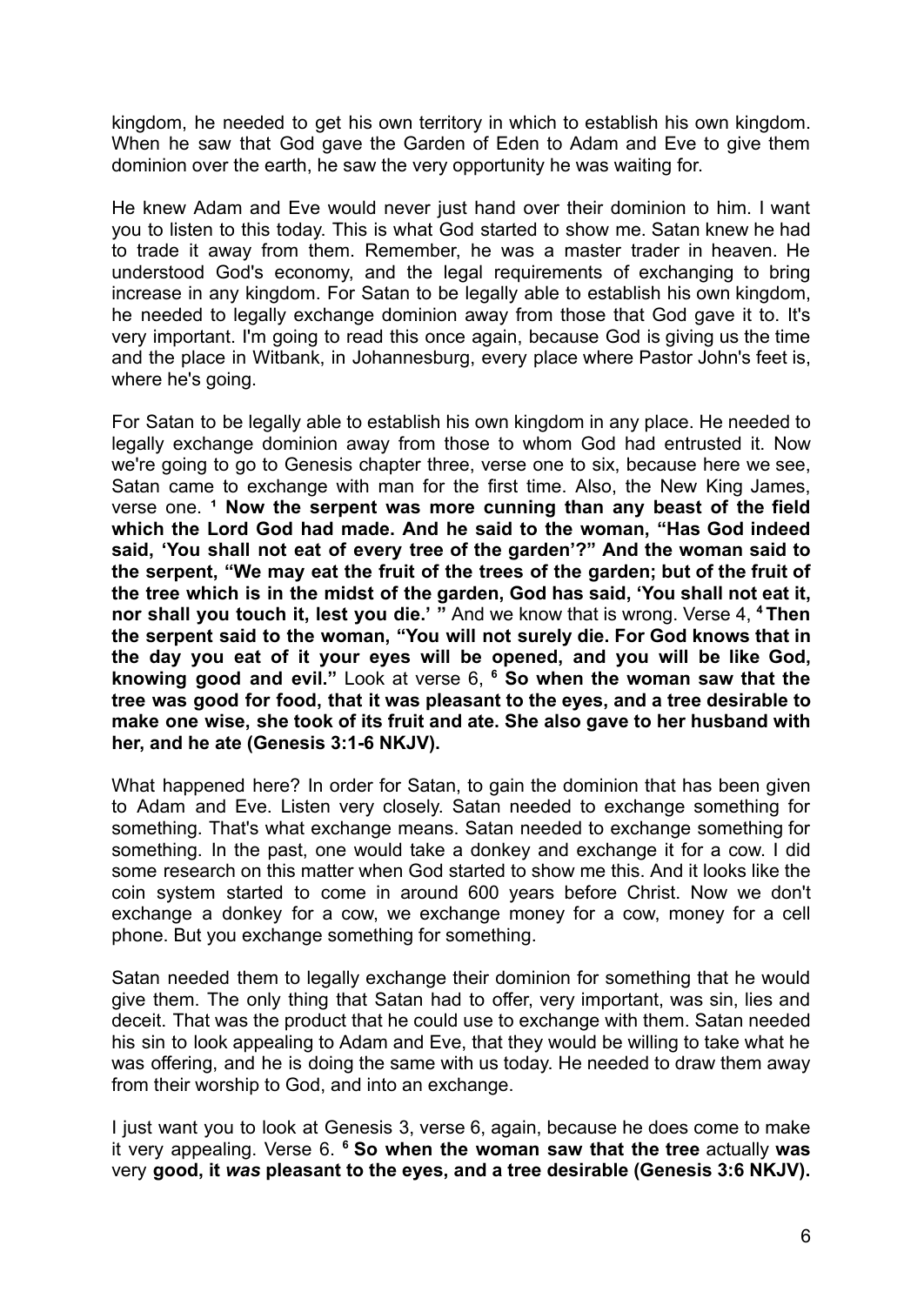kingdom, he needed to get his own territory in which to establish his own kingdom. When he saw that God gave the Garden of Eden to Adam and Eve to give them dominion over the earth, he saw the very opportunity he was waiting for.

He knew Adam and Eve would never just hand over their dominion to him. I want you to listen to this today. This is what God started to show me. Satan knew he had to trade it away from them. Remember, he was a master trader in heaven. He understood God's economy, and the legal requirements of exchanging to bring increase in any kingdom. For Satan to be legally able to establish his own kingdom, he needed to legally exchange dominion away from those that God gave it to. It's very important. I'm going to read this once again, because God is giving us the time and the place in Witbank, in Johannesburg, every place where Pastor John's feet is, where he's going.

For Satan to be legally able to establish his own kingdom in any place. He needed to legally exchange dominion away from those to whom God had entrusted it. Now we're going to go to Genesis chapter three, verse one to six, because here we see, Satan came to exchange with man for the first time. Also, the New King James, verse one. **[1] Now the serpent was more cunning than any beast of the field which the Lord God had made. And he said to the woman, "Has God indeed said, 'You shall not eat of every tree of the garden'?" And the woman said to the serpent, "We may eat the fruit of the trees of the garden; but of the fruit of the tree which is in the midst of the garden, God has said, 'You shall not eat it, nor shall you touch it, lest you die.' "** And we know that is wrong. Verse 4, **[4] Then the serpent said to the woman, "You will not surely die. For God knows that in the day you eat of it your eyes will be opened, and you will be like God, knowing good and evil."** Look at verse 6, **[6] So when the woman saw that the tree was good for food, that it was pleasant to the eyes, and a tree desirable to make one wise, she took of its fruit and ate. She also gave to her husband with her, and he ate (Genesis 3:1-6 NKJV).**

What happened here? In order for Satan, to gain the dominion that has been given to Adam and Eve. Listen very closely. Satan needed to exchange something for something. That's what exchange means. Satan needed to exchange something for something. In the past, one would take a donkey and exchange it for a cow. I did some research on this matter when God started to show me this. And it looks like the coin system started to come in around 600 years before Christ. Now we don't exchange a donkey for a cow, we exchange money for a cow, money for a cell phone. But you exchange something for something.

Satan needed them to legally exchange their dominion for something that he would give them. The only thing that Satan had to offer, very important, was sin, lies and deceit. That was the product that he could use to exchange with them. Satan needed his sin to look appealing to Adam and Eve, that they would be willing to take what he was offering, and he is doing the same with us today. He needed to draw them away from their worship to God, and into an exchange.

I just want you to look at Genesis 3, verse 6, again, because he does come to make it very appealing. Verse 6. **[6] So when the woman saw that the tree** actually **was** very **good, it *was* pleasant to the eyes, and a tree desirable (Genesis 3:6 NKJV).**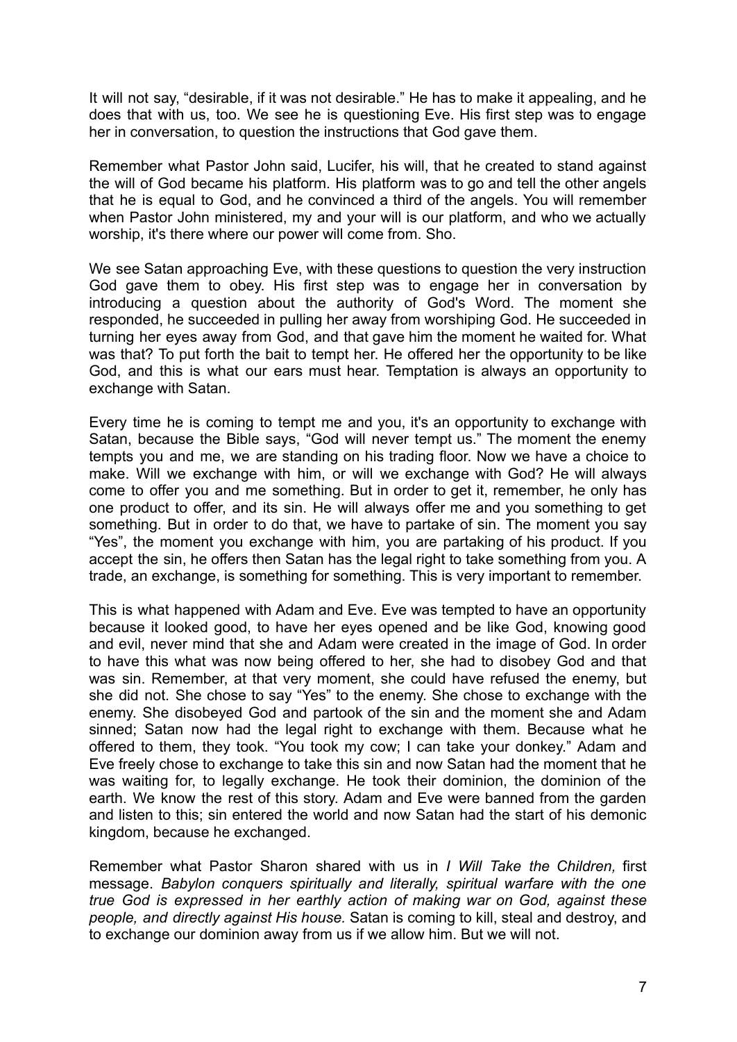It will not say, "desirable, if it was not desirable." He has to make it appealing, and he does that with us, too. We see he is questioning Eve. His first step was to engage her in conversation, to question the instructions that God gave them.

Remember what Pastor John said, Lucifer, his will, that he created to stand against the will of God became his platform. His platform was to go and tell the other angels that he is equal to God, and he convinced a third of the angels. You will remember when Pastor John ministered, my and your will is our platform, and who we actually worship, it's there where our power will come from. Sho.

We see Satan approaching Eve, with these questions to question the very instruction God gave them to obey. His first step was to engage her in conversation by introducing a question about the authority of God's Word. The moment she responded, he succeeded in pulling her away from worshiping God. He succeeded in turning her eyes away from God, and that gave him the moment he waited for. What was that? To put forth the bait to tempt her. He offered her the opportunity to be like God, and this is what our ears must hear. Temptation is always an opportunity to exchange with Satan.

Every time he is coming to tempt me and you, it's an opportunity to exchange with Satan, because the Bible says, "God will never tempt us." The moment the enemy tempts you and me, we are standing on his trading floor. Now we have a choice to make. Will we exchange with him, or will we exchange with God? He will always come to offer you and me something. But in order to get it, remember, he only has one product to offer, and its sin. He will always offer me and you something to get something. But in order to do that, we have to partake of sin. The moment you say "Yes", the moment you exchange with him, you are partaking of his product. If you accept the sin, he offers then Satan has the legal right to take something from you. A trade, an exchange, is something for something. This is very important to remember.

This is what happened with Adam and Eve. Eve was tempted to have an opportunity because it looked good, to have her eyes opened and be like God, knowing good and evil, never mind that she and Adam were created in the image of God. In order to have this what was now being offered to her, she had to disobey God and that was sin. Remember, at that very moment, she could have refused the enemy, but she did not. She chose to say "Yes" to the enemy. She chose to exchange with the enemy. She disobeyed God and partook of the sin and the moment she and Adam sinned; Satan now had the legal right to exchange with them. Because what he offered to them, they took. "You took my cow; I can take your donkey." Adam and Eve freely chose to exchange to take this sin and now Satan had the moment that he was waiting for, to legally exchange. He took their dominion, the dominion of the earth. We know the rest of this story. Adam and Eve were banned from the garden and listen to this; sin entered the world and now Satan had the start of his demonic kingdom, because he exchanged.

Remember what Pastor Sharon shared with us in *I Will Take the Children,* first message. *Babylon conquers spiritually and literally, spiritual warfare with the one true God is expressed in her earthly action of making war on God, against these people, and directly against His house.* Satan is coming to kill, steal and destroy, and to exchange our dominion away from us if we allow him. But we will not.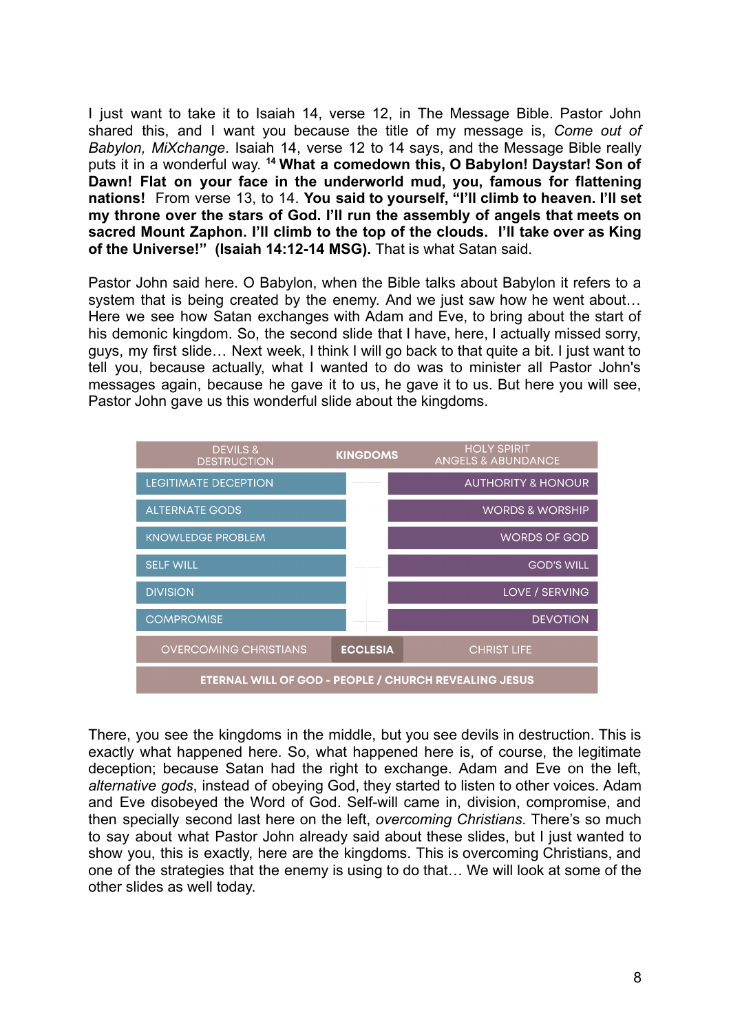I just want to take it to Isaiah 14, verse 12, in The Message Bible. Pastor John shared this, and I want you because the title of my message is, *Come out of Babylon, MiXchange*. Isaiah 14, verse 12 to 14 says, and the Message Bible really puts it in a wonderful way. **[14] What a comedown this, O Babylon! Daystar! Son of Dawn! Flat on your face in the underworld mud, you, famous for flattening nations!** From verse 13, to 14. **You said to yourself, "I'll climb to heaven. I'll set my throne over the stars of God. I'll run the assembly of angels that meets on sacred Mount Zaphon. I'll climb to the top of the clouds. I'll take over as King of the Universe!" (Isaiah 14:12-14 MSG).** That is what Satan said.

Pastor John said here. O Babylon, when the Bible talks about Babylon it refers to a system that is being created by the enemy. And we just saw how he went about… Here we see how Satan exchanges with Adam and Eve, to bring about the start of his demonic kingdom. So, the second slide that I have, here, I actually missed sorry, guys, my first slide… Next week, I think I will go back to that quite a bit. I just want to tell you, because actually, what I wanted to do was to minister all Pastor John's messages again, because he gave it to us, he gave it to us. But here you will see, Pastor John gave us this wonderful slide about the kingdoms.

| DEVILS & DESTRUCTION | KINGDOMS | HOLY SPIRIT ANGELS & ABUNDANCE |
|---|---|---|
| LEGITIMATE DECEPTION | | AUTHORITY & HONOUR |
| ALTERNATE GODS | | WORDS & WORSHIP |
| KNOWLEDGE PROBLEM | | WORDS OF GOD |
| SELF WILL | | GOD'S WILL |
| DIVISION | | LOVE / SERVING |
| COMPROMISE | | DEVOTION |
| OVERCOMING CHRISTIANS | ECCLESIA | CHRIST LIFE |
| ETERNAL WILL OF GOD - PEOPLE / CHURCH REVEALING JESUS | | |

There, you see the kingdoms in the middle, but you see devils in destruction. This is exactly what happened here. So, what happened here is, of course, the legitimate deception; because Satan had the right to exchange. Adam and Eve on the left, *alternative gods*, instead of obeying God, they started to listen to other voices. Adam and Eve disobeyed the Word of God. Self-will came in, division, compromise, and then specially second last here on the left, *overcoming Christians*. There's so much to say about what Pastor John already said about these slides, but I just wanted to show you, this is exactly, here are the kingdoms. This is overcoming Christians, and one of the strategies that the enemy is using to do that… We will look at some of the other slides as well today.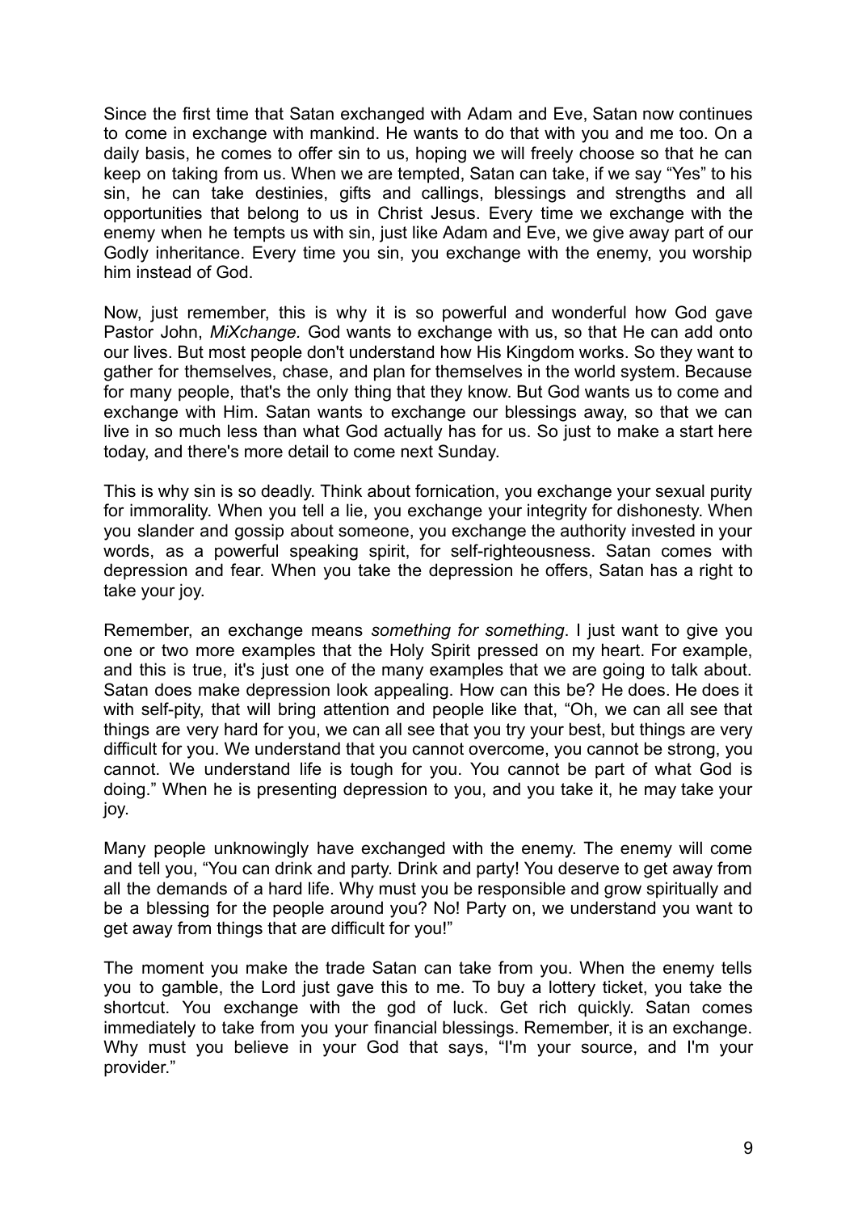Since the first time that Satan exchanged with Adam and Eve, Satan now continues to come in exchange with mankind. He wants to do that with you and me too. On a daily basis, he comes to offer sin to us, hoping we will freely choose so that he can keep on taking from us. When we are tempted, Satan can take, if we say "Yes" to his sin, he can take destinies, gifts and callings, blessings and strengths and all opportunities that belong to us in Christ Jesus. Every time we exchange with the enemy when he tempts us with sin, just like Adam and Eve, we give away part of our Godly inheritance. Every time you sin, you exchange with the enemy, you worship him instead of God.

Now, just remember, this is why it is so powerful and wonderful how God gave Pastor John, *MiXchange.* God wants to exchange with us, so that He can add onto our lives. But most people don't understand how His Kingdom works. So they want to gather for themselves, chase, and plan for themselves in the world system. Because for many people, that's the only thing that they know. But God wants us to come and exchange with Him. Satan wants to exchange our blessings away, so that we can live in so much less than what God actually has for us. So just to make a start here today, and there's more detail to come next Sunday.

This is why sin is so deadly. Think about fornication, you exchange your sexual purity for immorality. When you tell a lie, you exchange your integrity for dishonesty. When you slander and gossip about someone, you exchange the authority invested in your words, as a powerful speaking spirit, for self-righteousness. Satan comes with depression and fear. When you take the depression he offers, Satan has a right to take your joy.

Remember, an exchange means *something for something*. I just want to give you one or two more examples that the Holy Spirit pressed on my heart. For example, and this is true, it's just one of the many examples that we are going to talk about. Satan does make depression look appealing. How can this be? He does. He does it with self-pity, that will bring attention and people like that, "Oh, we can all see that things are very hard for you, we can all see that you try your best, but things are very difficult for you. We understand that you cannot overcome, you cannot be strong, you cannot. We understand life is tough for you. You cannot be part of what God is doing." When he is presenting depression to you, and you take it, he may take your joy.

Many people unknowingly have exchanged with the enemy. The enemy will come and tell you, "You can drink and party. Drink and party! You deserve to get away from all the demands of a hard life. Why must you be responsible and grow spiritually and be a blessing for the people around you? No! Party on, we understand you want to get away from things that are difficult for you!"

The moment you make the trade Satan can take from you. When the enemy tells you to gamble, the Lord just gave this to me. To buy a lottery ticket, you take the shortcut. You exchange with the god of luck. Get rich quickly. Satan comes immediately to take from you your financial blessings. Remember, it is an exchange. Why must you believe in your God that says, "I'm your source, and I'm your provider."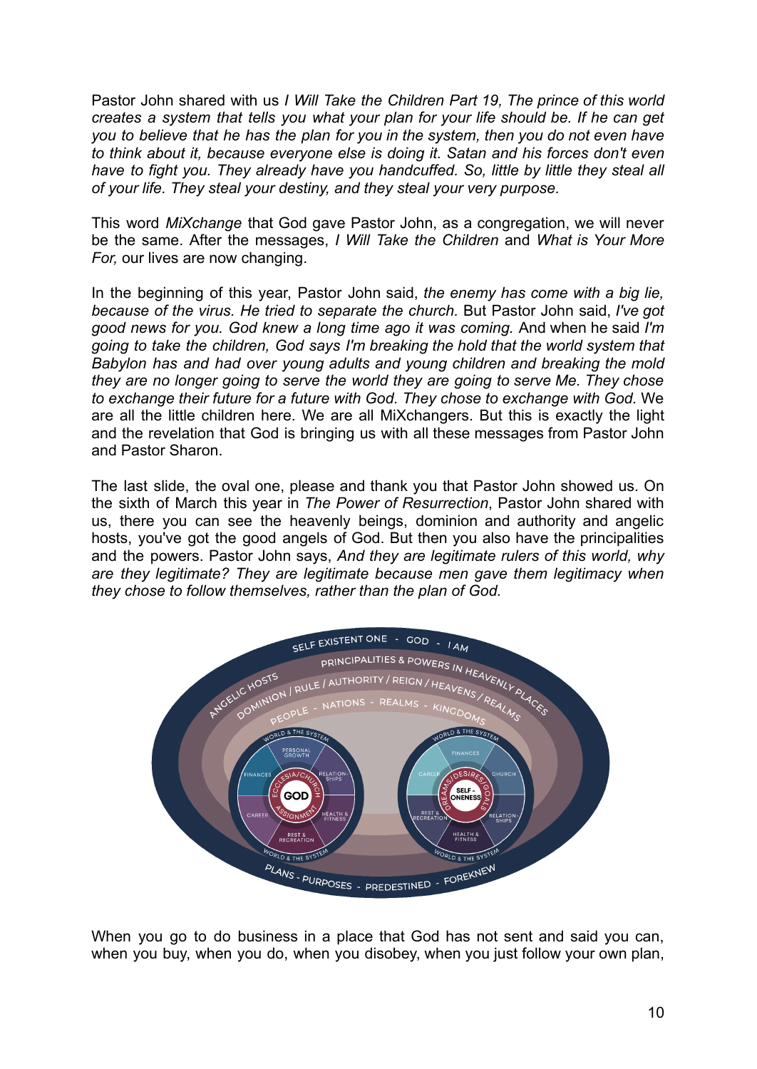Pastor John shared with us *I Will Take the Children Part 19, The prince of this world creates a system that tells you what your plan for your life should be. If he can get you to believe that he has the plan for you in the system, then you do not even have to think about it, because everyone else is doing it. Satan and his forces don't even have to fight you. They already have you handcuffed. So, little by little they steal all of your life. They steal your destiny, and they steal your very purpose.*

This word *MiXchange* that God gave Pastor John, as a congregation, we will never be the same. After the messages, *I Will Take the Children* and *What is Your More For,* our lives are now changing.

In the beginning of this year, Pastor John said, *the enemy has come with a big lie, because of the virus. He tried to separate the church.* But Pastor John said, *I've got good news for you. God knew a long time ago it was coming.* And when he said *I'm going to take the children, God says I'm breaking the hold that the world system that Babylon has and had over young adults and young children and breaking the mold they are no longer going to serve the world they are going to serve Me. They chose to exchange their future for a future with God. They chose to exchange with God.* We are all the little children here. We are all MiXchangers. But this is exactly the light and the revelation that God is bringing us with all these messages from Pastor John and Pastor Sharon.

The last slide, the oval one, please and thank you that Pastor John showed us. On the sixth of March this year in *The Power of Resurrection*, Pastor John shared with us, there you can see the heavenly beings, dominion and authority and angelic hosts, you've got the good angels of God. But then you also have the principalities and the powers. Pastor John says, *And they are legitimate rulers of this world, why are they legitimate? They are legitimate because men gave them legitimacy when they chose to follow themselves, rather than the plan of God.*

When you go to do business in a place that God has not sent and said you can, when you buy, when you do, when you disobey, when you just follow your own plan,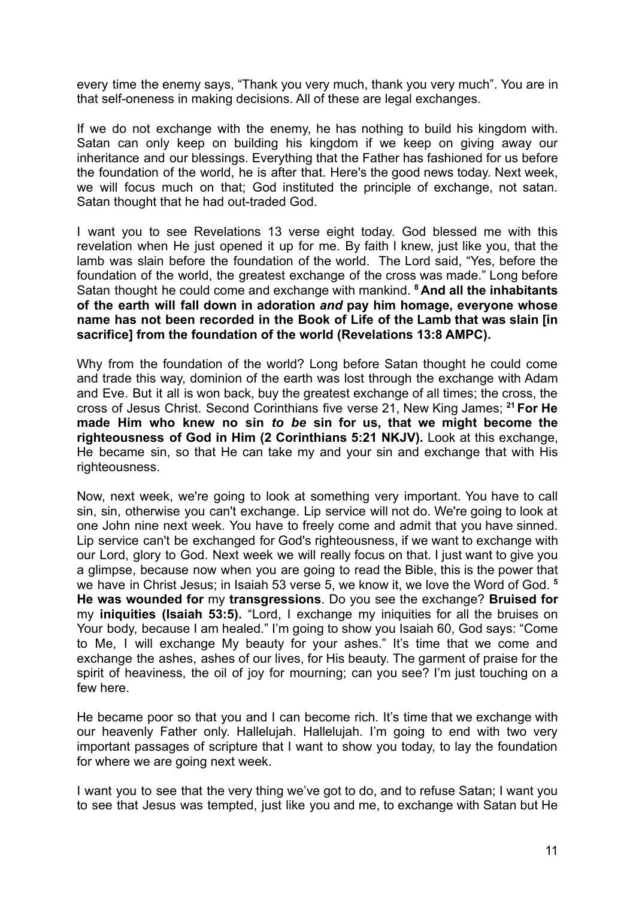every time the enemy says, "Thank you very much, thank you very much". You are in that self-oneness in making decisions. All of these are legal exchanges.

If we do not exchange with the enemy, he has nothing to build his kingdom with. Satan can only keep on building his kingdom if we keep on giving away our inheritance and our blessings. Everything that the Father has fashioned for us before the foundation of the world, he is after that. Here's the good news today. Next week, we will focus much on that; God instituted the principle of exchange, not satan. Satan thought that he had out-traded God.

I want you to see Revelations 13 verse eight today. God blessed me with this revelation when He just opened it up for me. By faith I knew, just like you, that the lamb was slain before the foundation of the world. The Lord said, "Yes, before the foundation of the world, the greatest exchange of the cross was made." Long before Satan thought he could come and exchange with mankind. [8] **And all the inhabitants of the earth will fall down in adoration *and* pay him homage, everyone whose name has not been recorded in the Book of Life of the Lamb that was slain [in sacrifice] from the foundation of the world (Revelations 13:8 AMPC).**

Why from the foundation of the world? Long before Satan thought he could come and trade this way, dominion of the earth was lost through the exchange with Adam and Eve. But it all is won back, buy the greatest exchange of all times; the cross, the cross of Jesus Christ. Second Corinthians five verse 21, New King James; [21] **For He made Him who knew no sin *to be* sin for us, that we might become the righteousness of God in Him (2 Corinthians 5:21 NKJV).** Look at this exchange, He became sin, so that He can take my and your sin and exchange that with His righteousness.

Now, next week, we're going to look at something very important. You have to call sin, sin, otherwise you can't exchange. Lip service will not do. We're going to look at one John nine next week. You have to freely come and admit that you have sinned. Lip service can't be exchanged for God's righteousness, if we want to exchange with our Lord, glory to God. Next week we will really focus on that. I just want to give you a glimpse, because now when you are going to read the Bible, this is the power that we have in Christ Jesus; in Isaiah 53 verse 5, we know it, we love the Word of God. [5] **He was wounded for** my **transgressions**. Do you see the exchange? **Bruised for** my **iniquities (Isaiah 53:5).** "Lord, I exchange my iniquities for all the bruises on Your body, because I am healed." I'm going to show you Isaiah 60, God says: "Come to Me, I will exchange My beauty for your ashes." It's time that we come and exchange the ashes, ashes of our lives, for His beauty. The garment of praise for the spirit of heaviness, the oil of joy for mourning; can you see? I'm just touching on a few here.

He became poor so that you and I can become rich. It's time that we exchange with our heavenly Father only. Hallelujah. Hallelujah. I'm going to end with two very important passages of scripture that I want to show you today, to lay the foundation for where we are going next week.

I want you to see that the very thing we've got to do, and to refuse Satan; I want you to see that Jesus was tempted, just like you and me, to exchange with Satan but He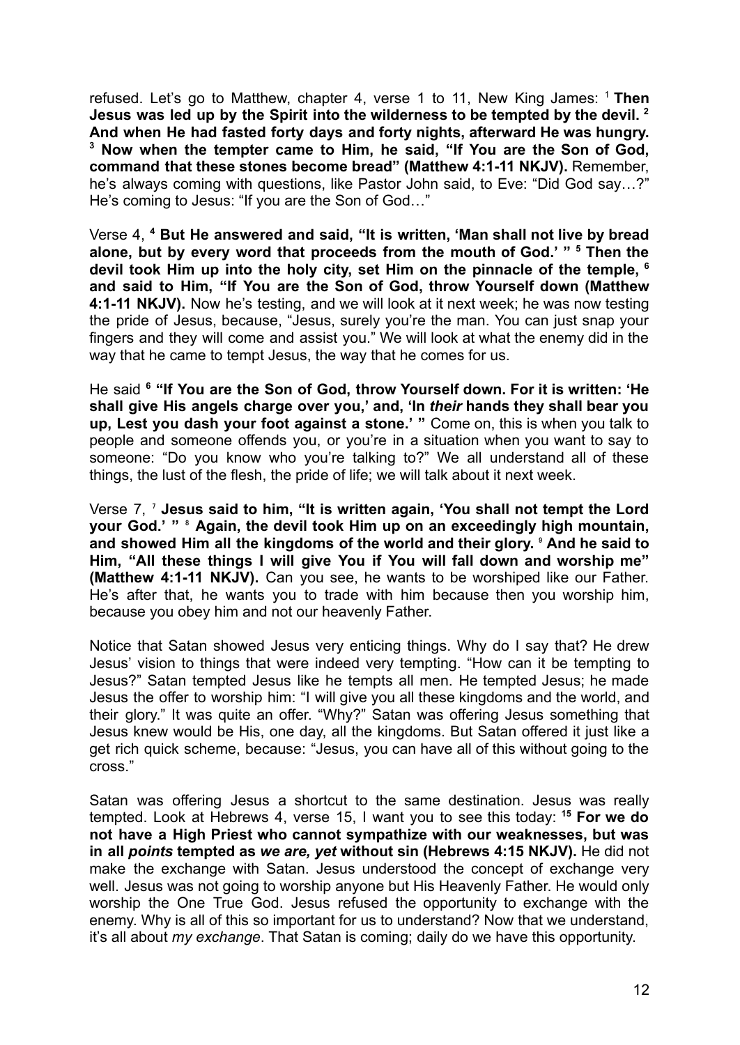refused. Let's go to Matthew, chapter 4, verse 1 to 11, New King James: [1] **Then Jesus was led up by the Spirit into the wilderness to be tempted by the devil. [2] And when He had fasted forty days and forty nights, afterward He was hungry. [3] Now when the tempter came to Him, he said, "If You are the Son of God, command that these stones become bread" (Matthew 4:1-11 NKJV).** Remember, he's always coming with questions, like Pastor John said, to Eve: "Did God say…?" He's coming to Jesus: "If you are the Son of God…"

Verse 4, **[4] But He answered and said, "It is written, 'Man shall not live by bread alone, but by every word that proceeds from the mouth of God.' " [5] Then the devil took Him up into the holy city, set Him on the pinnacle of the temple, [6] and said to Him, "If You are the Son of God, throw Yourself down (Matthew 4:1-11 NKJV).** Now he's testing, and we will look at it next week; he was now testing the pride of Jesus, because, "Jesus, surely you're the man. You can just snap your fingers and they will come and assist you." We will look at what the enemy did in the way that he came to tempt Jesus, the way that he comes for us.

He said **[6] "If You are the Son of God, throw Yourself down. For it is written: 'He shall give His angels charge over you,' and, 'In *their* hands they shall bear you up, Lest you dash your foot against a stone.' "** Come on, this is when you talk to people and someone offends you, or you're in a situation when you want to say to someone: "Do you know who you're talking to?" We all understand all of these things, the lust of the flesh, the pride of life; we will talk about it next week.

Verse 7, [7] **Jesus said to him, "It is written again, 'You shall not tempt the Lord your God.' "** [8] **Again, the devil took Him up on an exceedingly high mountain, and showed Him all the kingdoms of the world and their glory.** [9] **And he said to Him, "All these things I will give You if You will fall down and worship me" (Matthew 4:1-11 NKJV).** Can you see, he wants to be worshiped like our Father. He's after that, he wants you to trade with him because then you worship him, because you obey him and not our heavenly Father.

Notice that Satan showed Jesus very enticing things. Why do I say that? He drew Jesus' vision to things that were indeed very tempting. "How can it be tempting to Jesus?" Satan tempted Jesus like he tempts all men. He tempted Jesus; he made Jesus the offer to worship him: "I will give you all these kingdoms and the world, and their glory." It was quite an offer. "Why?" Satan was offering Jesus something that Jesus knew would be His, one day, all the kingdoms. But Satan offered it just like a get rich quick scheme, because: "Jesus, you can have all of this without going to the cross."

Satan was offering Jesus a shortcut to the same destination. Jesus was really tempted. Look at Hebrews 4, verse 15, I want you to see this today: **[15] For we do not have a High Priest who cannot sympathize with our weaknesses, but was in all *points* tempted as *we are, yet* without sin (Hebrews 4:15 NKJV).** He did not make the exchange with Satan. Jesus understood the concept of exchange very well. Jesus was not going to worship anyone but His Heavenly Father. He would only worship the One True God. Jesus refused the opportunity to exchange with the enemy. Why is all of this so important for us to understand? Now that we understand, it's all about *my exchange*. That Satan is coming; daily do we have this opportunity.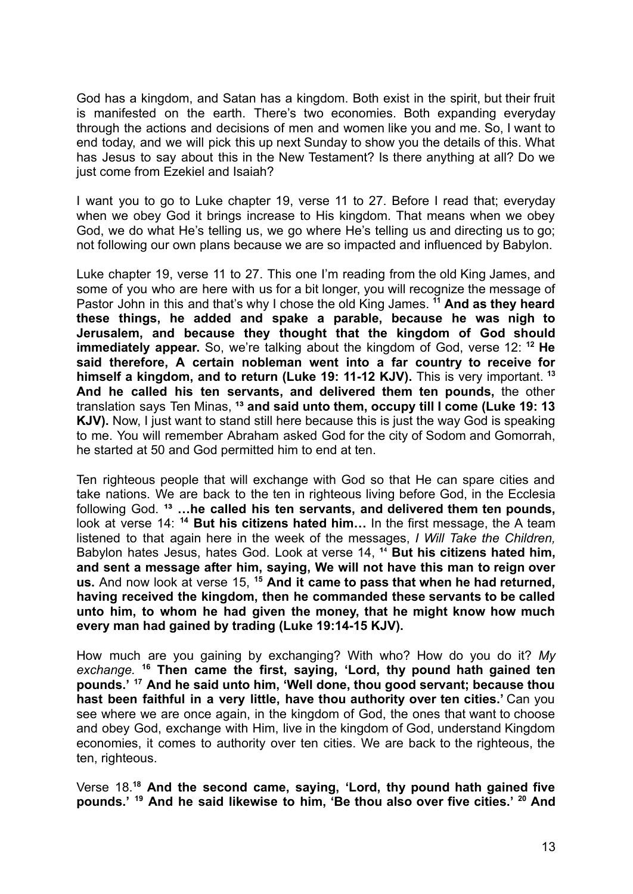God has a kingdom, and Satan has a kingdom. Both exist in the spirit, but their fruit is manifested on the earth. There's two economies. Both expanding everyday through the actions and decisions of men and women like you and me. So, I want to end today, and we will pick this up next Sunday to show you the details of this. What has Jesus to say about this in the New Testament? Is there anything at all? Do we just come from Ezekiel and Isaiah?

I want you to go to Luke chapter 19, verse 11 to 27. Before I read that; everyday when we obey God it brings increase to His kingdom. That means when we obey God, we do what He's telling us, we go where He's telling us and directing us to go; not following our own plans because we are so impacted and influenced by Babylon.

Luke chapter 19, verse 11 to 27. This one I'm reading from the old King James, and some of you who are here with us for a bit longer, you will recognize the message of Pastor John in this and that's why I chose the old King James. [11] **And as they heard these things, he added and spake a parable, because he was nigh to Jerusalem, and because they thought that the kingdom of God should immediately appear.** So, we're talking about the kingdom of God, verse 12: [12] **He said therefore, A certain nobleman went into a far country to receive for himself a kingdom, and to return (Luke 19: 11-12 KJV).** This is very important. [13] **And he called his ten servants, and delivered them ten pounds,** the other translation says Ten Minas, [13] **and said unto them, occupy till I come (Luke 19: 13 KJV).** Now, I just want to stand still here because this is just the way God is speaking to me. You will remember Abraham asked God for the city of Sodom and Gomorrah, he started at 50 and God permitted him to end at ten.

Ten righteous people that will exchange with God so that He can spare cities and take nations. We are back to the ten in righteous living before God, in the Ecclesia following God. [13] **…he called his ten servants, and delivered them ten pounds,** look at verse 14: [14] **But his citizens hated him…** In the first message, the A team listened to that again here in the week of the messages, *I Will Take the Children,* Babylon hates Jesus, hates God. Look at verse 14, [14] **But his citizens hated him, and sent a message after him, saying, We will not have this man to reign over us.** And now look at verse 15, [15] **And it came to pass that when he had returned, having received the kingdom, then he commanded these servants to be called unto him, to whom he had given the money, that he might know how much every man had gained by trading (Luke 19:14-15 KJV).**

How much are you gaining by exchanging? With who? How do you do it? *My exchange.* [16] **Then came the first, saying, 'Lord, thy pound hath gained ten pounds.'** [17] **And he said unto him, 'Well done, thou good servant; because thou hast been faithful in a very little, have thou authority over ten cities.'** Can you see where we are once again, in the kingdom of God, the ones that want to choose and obey God, exchange with Him, live in the kingdom of God, understand Kingdom economies, it comes to authority over ten cities. We are back to the righteous, the ten, righteous.

Verse 18.[18] **And the second came, saying, 'Lord, thy pound hath gained five pounds.'** [19] **And he said likewise to him, 'Be thou also over five cities.'** [20] **And**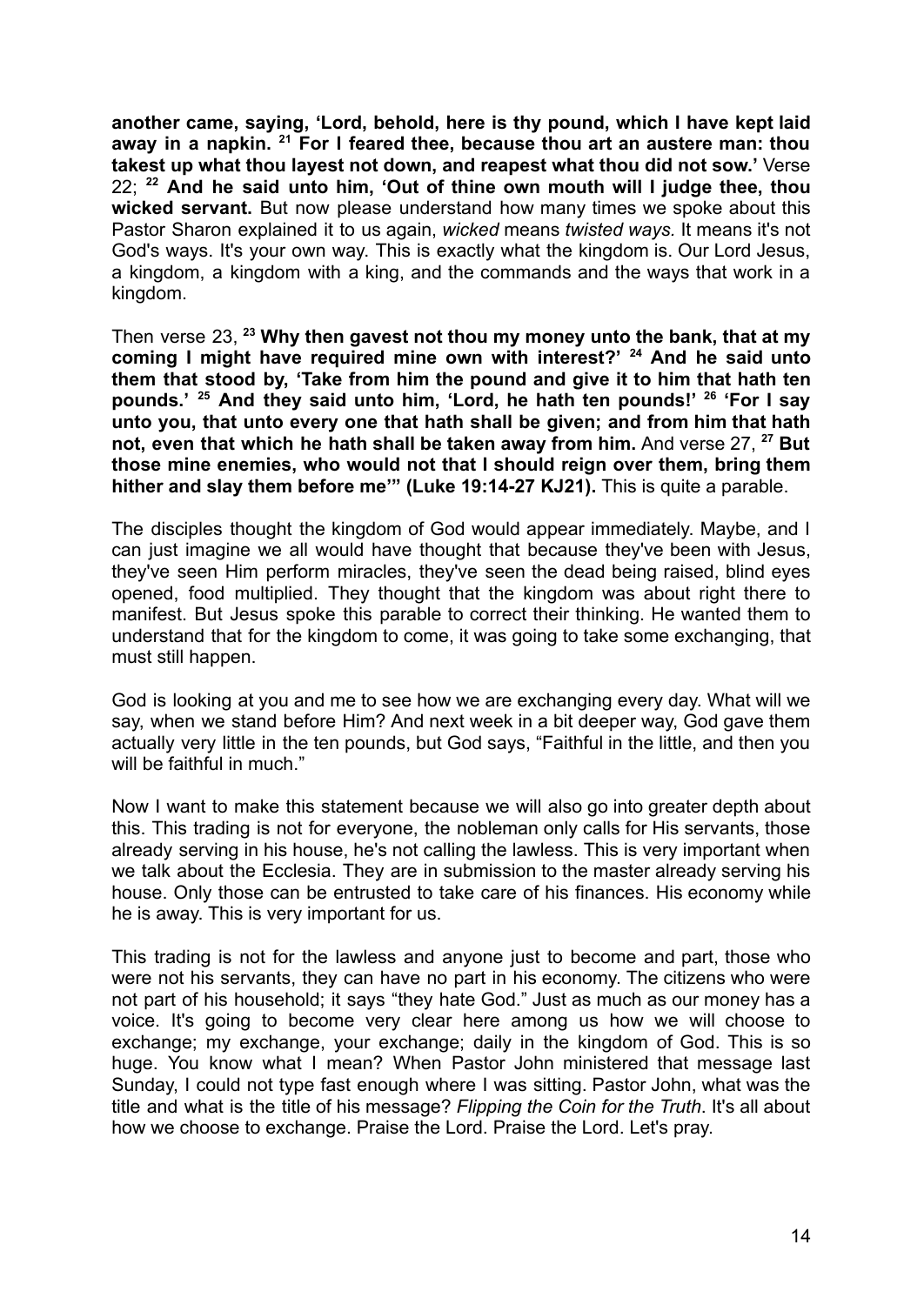**another came, saying, 'Lord, behold, here is thy pound, which I have kept laid away in a napkin. [21] For I feared thee, because thou art an austere man: thou takest up what thou layest not down, and reapest what thou did not sow.'** Verse 22; **[22] And he said unto him, 'Out of thine own mouth will I judge thee, thou wicked servant.** But now please understand how many times we spoke about this Pastor Sharon explained it to us again, *wicked* means *twisted ways.* It means it's not God's ways. It's your own way. This is exactly what the kingdom is. Our Lord Jesus, a kingdom, a kingdom with a king, and the commands and the ways that work in a kingdom.

Then verse 23, **[23] Why then gavest not thou my money unto the bank, that at my coming I might have required mine own with interest?' [24] And he said unto them that stood by, 'Take from him the pound and give it to him that hath ten pounds.' [25] And they said unto him, 'Lord, he hath ten pounds!' [26] 'For I say unto you, that unto every one that hath shall be given; and from him that hath not, even that which he hath shall be taken away from him.** And verse 27, **[27] But those mine enemies, who would not that I should reign over them, bring them hither and slay them before me'" (Luke 19:14-27 KJ21).** This is quite a parable.

The disciples thought the kingdom of God would appear immediately. Maybe, and I can just imagine we all would have thought that because they've been with Jesus, they've seen Him perform miracles, they've seen the dead being raised, blind eyes opened, food multiplied. They thought that the kingdom was about right there to manifest. But Jesus spoke this parable to correct their thinking. He wanted them to understand that for the kingdom to come, it was going to take some exchanging, that must still happen.

God is looking at you and me to see how we are exchanging every day. What will we say, when we stand before Him? And next week in a bit deeper way, God gave them actually very little in the ten pounds, but God says, "Faithful in the little, and then you will be faithful in much."

Now I want to make this statement because we will also go into greater depth about this. This trading is not for everyone, the nobleman only calls for His servants, those already serving in his house, he's not calling the lawless. This is very important when we talk about the Ecclesia. They are in submission to the master already serving his house. Only those can be entrusted to take care of his finances. His economy while he is away. This is very important for us.

This trading is not for the lawless and anyone just to become and part, those who were not his servants, they can have no part in his economy. The citizens who were not part of his household; it says "they hate God." Just as much as our money has a voice. It's going to become very clear here among us how we will choose to exchange; my exchange, your exchange; daily in the kingdom of God. This is so huge. You know what I mean? When Pastor John ministered that message last Sunday, I could not type fast enough where I was sitting. Pastor John, what was the title and what is the title of his message? *Flipping the Coin for the Truth*. It's all about how we choose to exchange. Praise the Lord. Praise the Lord. Let's pray.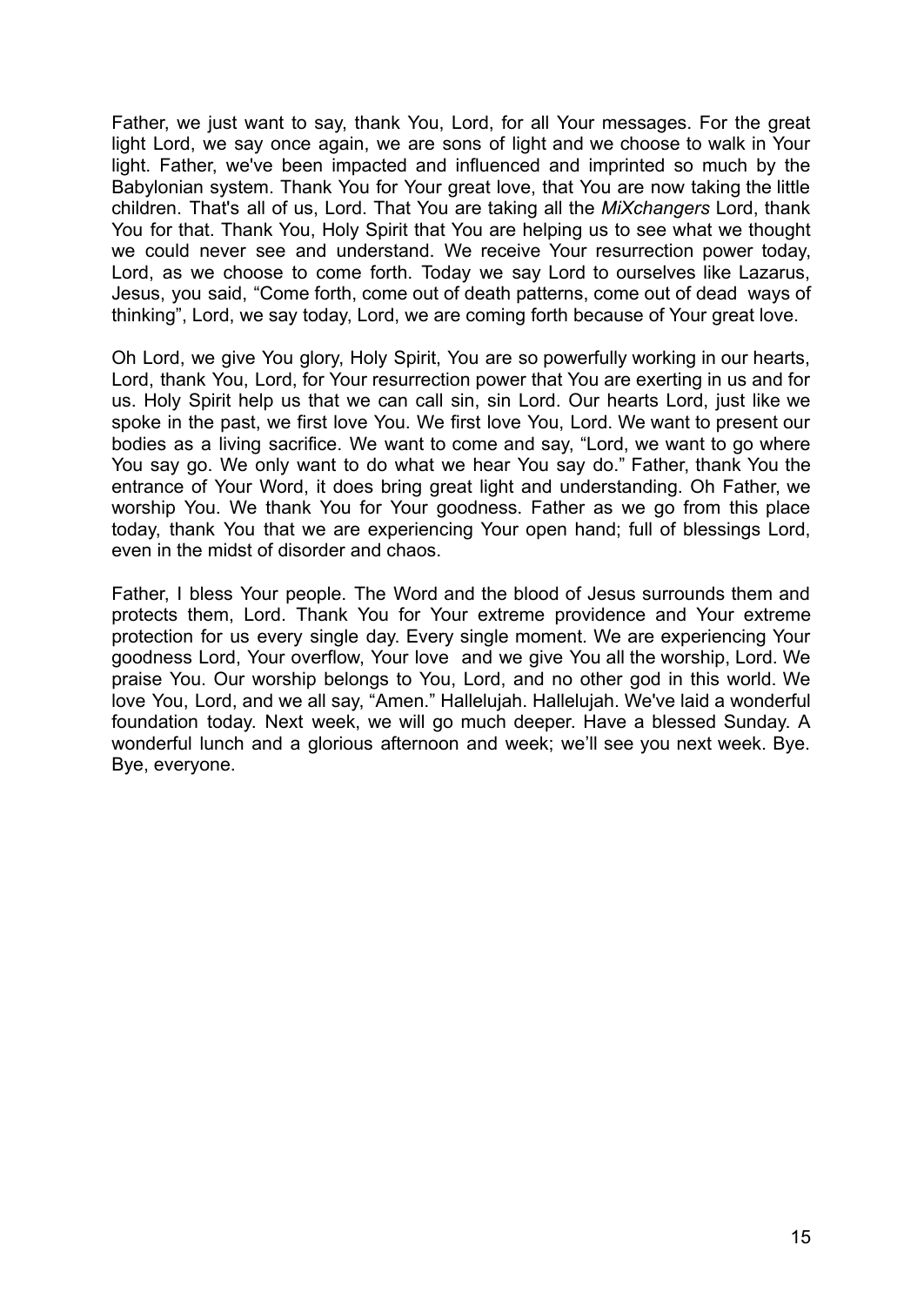Father, we just want to say, thank You, Lord, for all Your messages. For the great light Lord, we say once again, we are sons of light and we choose to walk in Your light. Father, we've been impacted and influenced and imprinted so much by the Babylonian system. Thank You for Your great love, that You are now taking the little children. That's all of us, Lord. That You are taking all the *MiXchangers* Lord, thank You for that. Thank You, Holy Spirit that You are helping us to see what we thought we could never see and understand. We receive Your resurrection power today, Lord, as we choose to come forth. Today we say Lord to ourselves like Lazarus, Jesus, you said, "Come forth, come out of death patterns, come out of dead ways of thinking", Lord, we say today, Lord, we are coming forth because of Your great love.

Oh Lord, we give You glory, Holy Spirit, You are so powerfully working in our hearts, Lord, thank You, Lord, for Your resurrection power that You are exerting in us and for us. Holy Spirit help us that we can call sin, sin Lord. Our hearts Lord, just like we spoke in the past, we first love You. We first love You, Lord. We want to present our bodies as a living sacrifice. We want to come and say, "Lord, we want to go where You say go. We only want to do what we hear You say do." Father, thank You the entrance of Your Word, it does bring great light and understanding. Oh Father, we worship You. We thank You for Your goodness. Father as we go from this place today, thank You that we are experiencing Your open hand; full of blessings Lord, even in the midst of disorder and chaos.

Father, I bless Your people. The Word and the blood of Jesus surrounds them and protects them, Lord. Thank You for Your extreme providence and Your extreme protection for us every single day. Every single moment. We are experiencing Your goodness Lord, Your overflow, Your love and we give You all the worship, Lord. We praise You. Our worship belongs to You, Lord, and no other god in this world. We love You, Lord, and we all say, "Amen." Hallelujah. Hallelujah. We've laid a wonderful foundation today. Next week, we will go much deeper. Have a blessed Sunday. A wonderful lunch and a glorious afternoon and week; we'll see you next week. Bye. Bye, everyone.